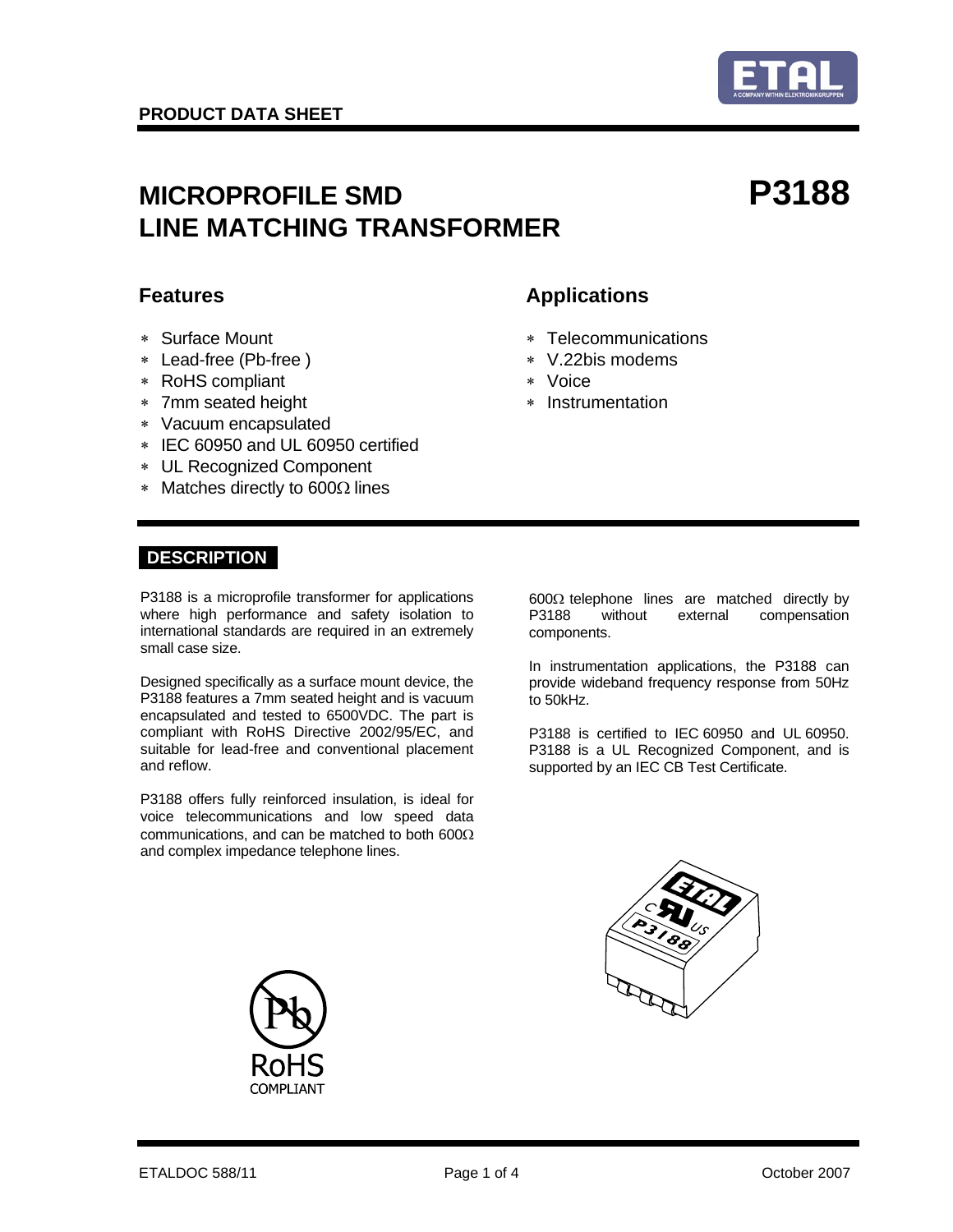**PRODUCT DATA SHEET**

# MICROPROFILE SMD LINE MATCHING TRANSFORMER

# P3188

## Features

* Surface Mount
* Lead-free (Pb-free )
* RoHS compliant
* 7mm seated height
* Vacuum encapsulated
* IEC 60950 and UL 60950 certified
* UL Recognized Component
* Matches directly to 600Ω lines

## Applications

* Telecommunications
* V.22bis modems
* Voice
* Instrumentation

## DESCRIPTION

P3188 is a microprofile transformer for applications where high performance and safety isolation to international standards are required in an extremely small case size.

Designed specifically as a surface mount device, the P3188 features a 7mm seated height and is vacuum encapsulated and tested to 6500VDC. The part is compliant with RoHS Directive 2002/95/EC, and suitable for lead-free and conventional placement and reflow.

P3188 offers fully reinforced insulation, is ideal for voice telecommunications and low speed data communications, and can be matched to both 600Ω and complex impedance telephone lines.

600Ω telephone lines are matched directly by P3188 without external compensation components.

In instrumentation applications, the P3188 can provide wideband frequency response from 50Hz to 50kHz.

P3188 is certified to IEC 60950 and UL 60950. P3188 is a UL Recognized Component, and is supported by an IEC CB Test Certificate.

RoHS COMPLIANT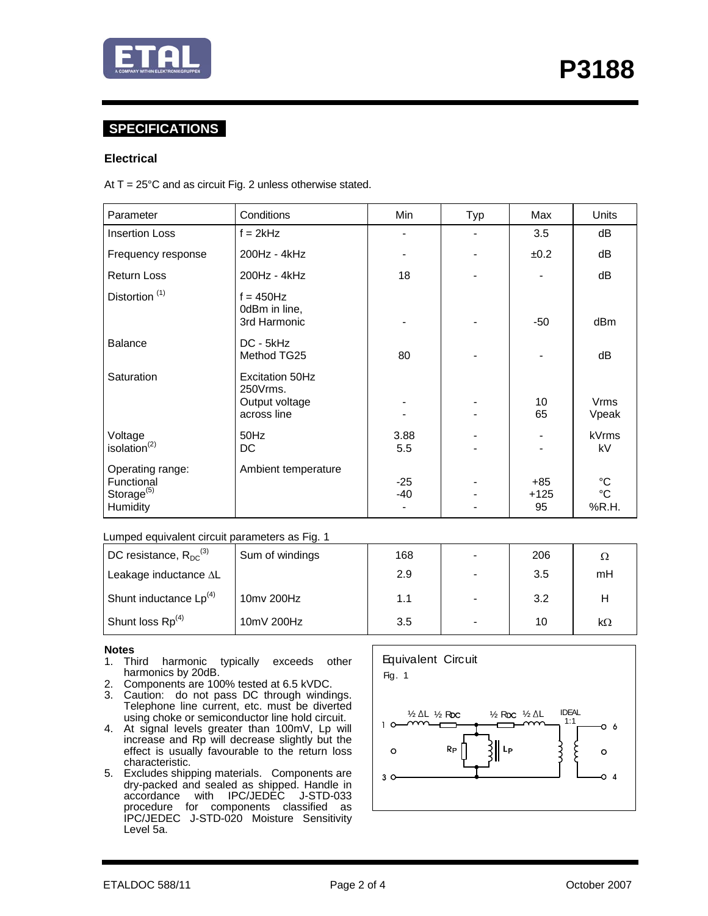# P3188

## SPECIFICATIONS

### Electrical

At T = 25°C and as circuit Fig. 2 unless otherwise stated.

| Parameter | Conditions | Min | Typ | Max | Units |
|---|---|---|---|---|---|
| Insertion Loss | f = 2kHz | - | - | 3.5 | dB |
| Frequency response | 200Hz - 4kHz | - | - | ±0.2 | dB |
| Return Loss | 200Hz - 4kHz | 18 | - | - | dB |
| Distortion [(1)] | f = 450Hz<br>0dBm in line,<br>3rd Harmonic | - | - | -50 | dBm |
| Balance | DC - 5kHz<br>Method TG25 | 80 | - | - | dB |
| Saturation | Excitation 50Hz 250Vrms.<br>Output voltage<br>across line | -<br>- | -<br>- | 10<br>65 | Vrms<br>Vpeak |
| Voltage isolation[(2)] | 50Hz<br>DC | 3.88<br>5.5 | -<br>- | -<br>- | kVrms<br>kV |
| Operating range:<br>Functional<br>Storage[(5)]<br>Humidity | Ambient temperature | -25<br>-40<br>- | -<br>-<br>- | +85<br>+125<br>95 | °C<br>°C<br>%R.H. |

Lumped equivalent circuit parameters as Fig. 1

| Parameter | Conditions | Min | Typ | Max | Units |
|---|---|---|---|---|---|
| DC resistance, $R_{DC}$[(3)] | Sum of windings | 168 | - | 206 | Ω |
| Leakage inductance ΔL | | 2.9 | - | 3.5 | mH |
| Shunt inductance Lp[(4)] | 10mv 200Hz | 1.1 | - | 3.2 | H |
| Shunt loss Rp[(4)] | 10mV 200Hz | 3.5 | - | 10 | kΩ |

**Notes**

1. Third harmonic typically exceeds other harmonics by 20dB.
2. Components are 100% tested at 6.5 kVDC.
3. Caution: do not pass DC through windings. Telephone line current, etc. must be diverted using choke or semiconductor line hold circuit.
4. At signal levels greater than 100mV, Lp will increase and Rp will decrease slightly but the effect is usually favourable to the return loss characteristic.
5. Excludes shipping materials. Components are dry-packed and sealed as shipped. Handle in accordance with IPC/JEDEC J-STD-033 procedure for components classified as IPC/JEDEC J-STD-020 Moisture Sensitivity Level 5a.

Equivalent Circuit

Fig. 1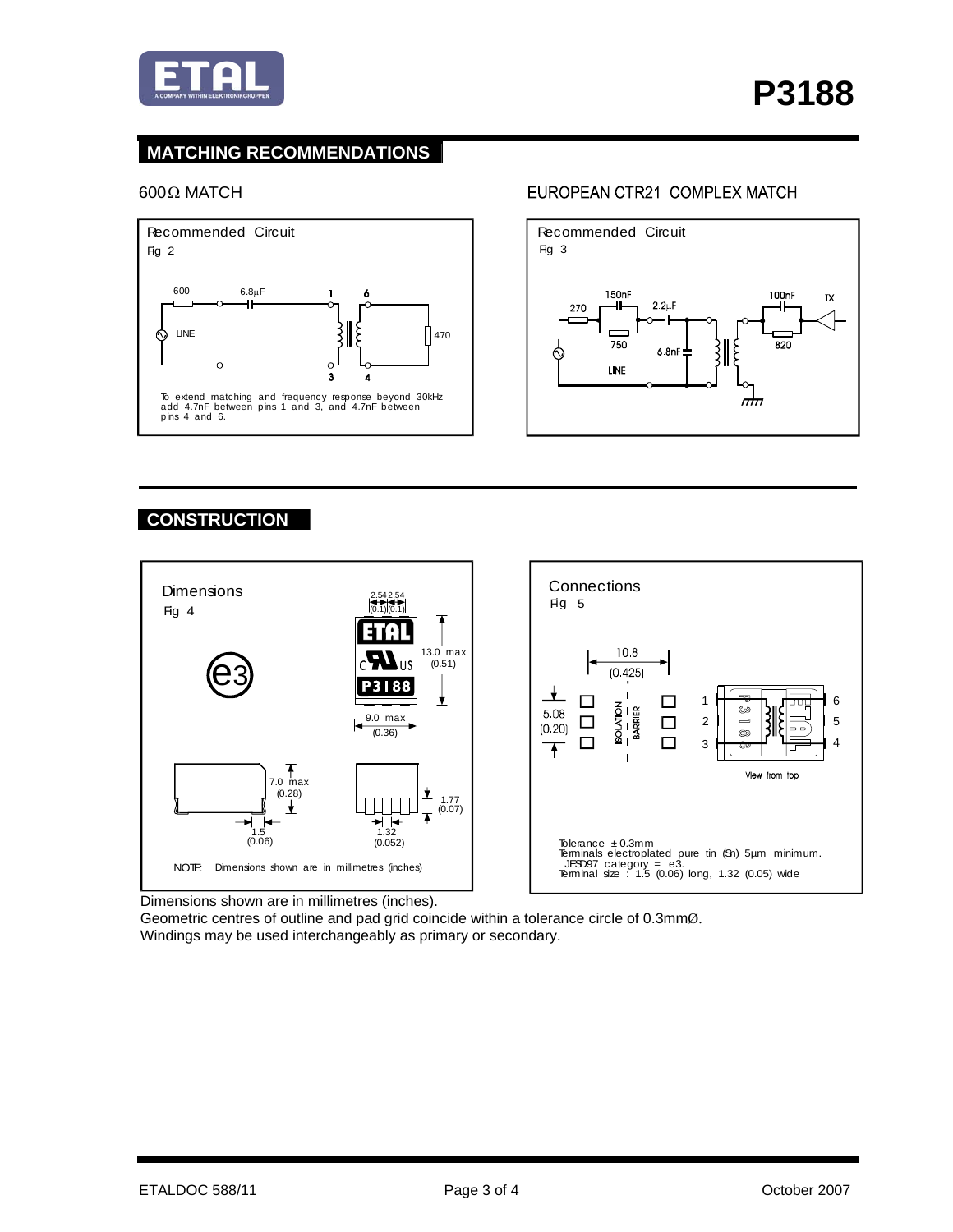## MATCHING RECOMMENDATIONS

### 600Ω MATCH

Recommended Circuit
Fig 2

600 6.8μF 1 6

LINE 470

3 4

To extend matching and frequency response beyond 30kHz add 4.7nF between pins 1 and 3, and 4.7nF between pins 4 and 6.

### EUROPEAN CTR21 COMPLEX MATCH

Recommended Circuit
Fig 3

150nF 270 2.2μF 100nF TX

750 6.8nF 820

LINE

## CONSTRUCTION

Dimensions
Fig 4

2.54 2.54 (0.1) (0.1)

13.0 max (0.51)

9.0 max (0.36)

7.0 max (0.28)

1.5 (0.06)

1.32 (0.052)

1.77 (0.07)

NOTE: Dimensions shown are in millimetres (inches)

Connections
Fig 5

10.8 (0.425)

5.08 (0.20)

ISOLATION BARRIER

1 2 3 6 5 4

View from top

Tolerance ± 0.3mm
Terminals electroplated pure tin (Sn) 5μm minimum.
JESD97 category = e3.
Terminal size : 1.5 (0.06) long, 1.32 (0.05) wide

Dimensions shown are in millimetres (inches).
Geometric centres of outline and pad grid coincide within a tolerance circle of 0.3mmØ.
Windings may be used interchangeably as primary or secondary.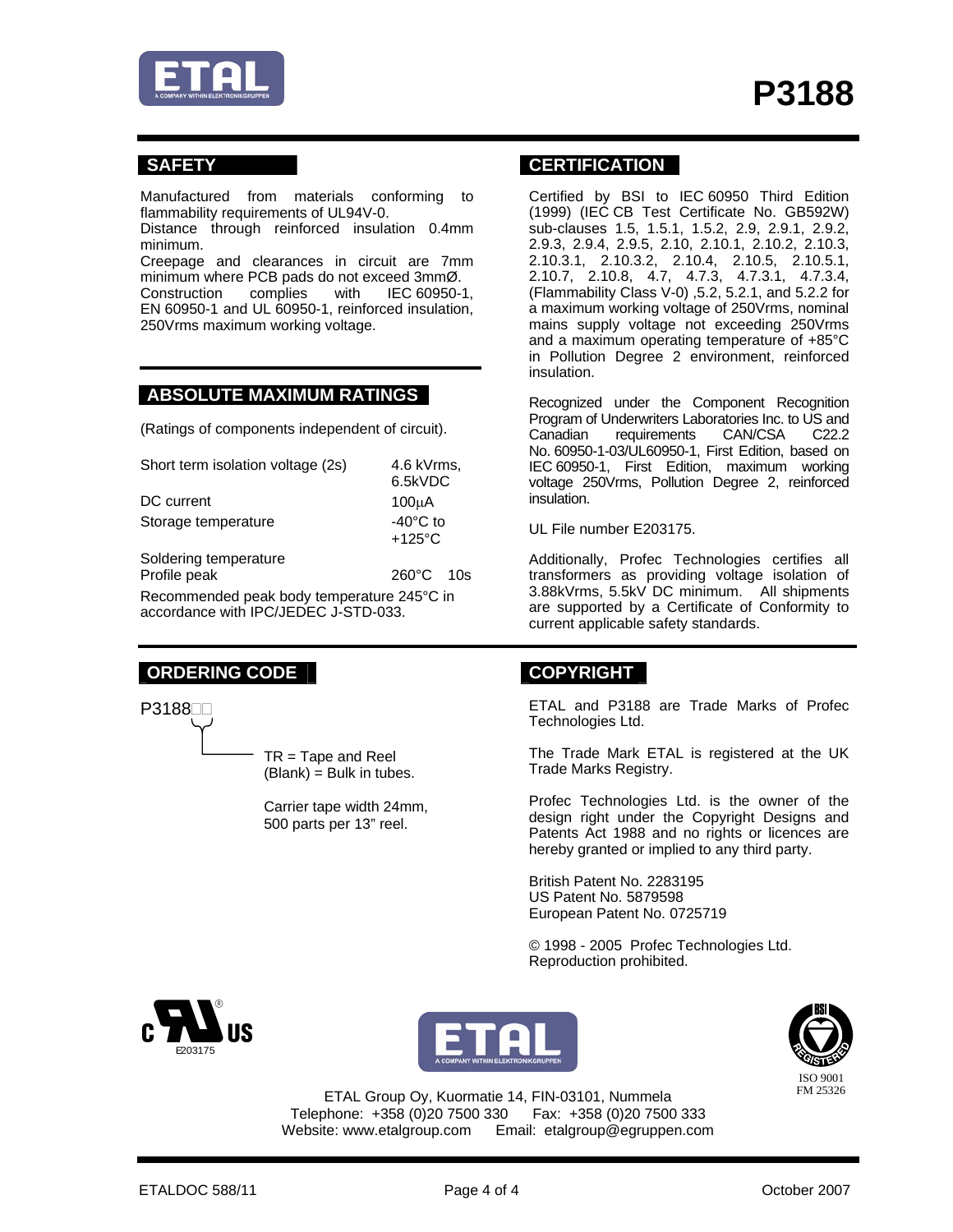# P3188

## SAFETY

Manufactured from materials conforming to flammability requirements of UL94V-0.
Distance through reinforced insulation 0.4mm minimum.
Creepage and clearances in circuit are 7mm minimum where PCB pads do not exceed 3mmØ.
Construction complies with IEC 60950-1, EN 60950-1 and UL 60950-1, reinforced insulation, 250Vrms maximum working voltage.

## ABSOLUTE MAXIMUM RATINGS

(Ratings of components independent of circuit).

| | |
|---|---|
| Short term isolation voltage (2s) | 4.6 kVrms, 6.5kVDC |
| DC current | 100µA |
| Storage temperature | -40°C to +125°C |
| Soldering temperature Profile peak | 260°C 10s |

Recommended peak body temperature 245°C in accordance with IPC/JEDEC J-STD-033.

## ORDERING CODE

P3188□□

TR = Tape and Reel
(Blank) = Bulk in tubes.

Carrier tape width 24mm, 500 parts per 13" reel.

## CERTIFICATION

Certified by BSI to IEC 60950 Third Edition (1999) (IEC CB Test Certificate No. GB592W) sub-clauses 1.5, 1.5.1, 1.5.2, 2.9, 2.9.1, 2.9.2, 2.9.3, 2.9.4, 2.9.5, 2.10, 2.10.1, 2.10.2, 2.10.3, 2.10.3.1, 2.10.3.2, 2.10.4, 2.10.5, 2.10.5.1, 2.10.7, 2.10.8, 4.7, 4.7.3, 4.7.3.1, 4.7.3.4, (Flammability Class V-0) ,5.2, 5.2.1, and 5.2.2 for a maximum working voltage of 250Vrms, nominal mains supply voltage not exceeding 250Vrms and a maximum operating temperature of +85°C in Pollution Degree 2 environment, reinforced insulation.

Recognized under the Component Recognition Program of Underwriters Laboratories Inc. to US and Canadian requirements CAN/CSA C22.2 No. 60950-1-03/UL60950-1, First Edition, based on IEC 60950-1, First Edition, maximum working voltage 250Vrms, Pollution Degree 2, reinforced insulation.

UL File number E203175.

Additionally, Profec Technologies certifies all transformers as providing voltage isolation of 3.88kVrms, 5.5kV DC minimum. All shipments are supported by a Certificate of Conformity to current applicable safety standards.

## COPYRIGHT

ETAL and P3188 are Trade Marks of Profec Technologies Ltd.

The Trade Mark ETAL is registered at the UK Trade Marks Registry.

Profec Technologies Ltd. is the owner of the design right under the Copyright Designs and Patents Act 1988 and no rights or licences are hereby granted or implied to any third party.

British Patent No. 2283195
US Patent No. 5879598
European Patent No. 0725719

© 1998 - 2005 Profec Technologies Ltd.
Reproduction prohibited.

E203175

ISO 9001
FM 25326

ETAL Group Oy, Kuormatie 14, FIN-03101, Nummela
Telephone: +358 (0)20 7500 330 Fax: +358 (0)20 7500 333
Website: www.etalgroup.com Email: etalgroup@egruppen.com

ETALDOC 588/11 October 2007